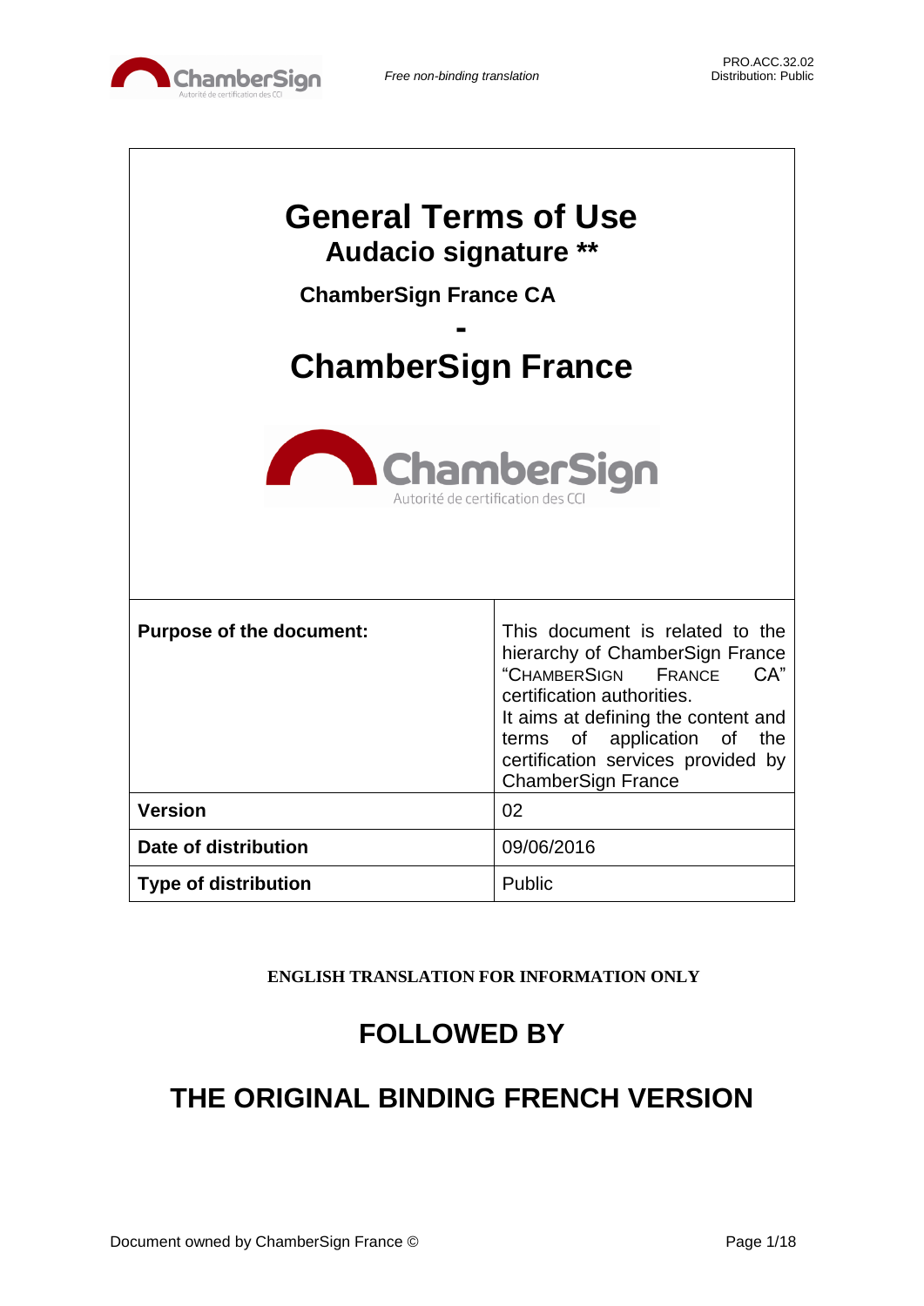# General Terms of Use

## Audacio signature **

### ChamberSign France CA

### -

## ChamberSign France

| Purpose of the document: | This document is related to the hierarchy of ChamberSign France "CHAMBERSIGN FRANCE CA" certification authorities. It aims at defining the content and terms of application of the certification services provided by ChamberSign France |
|---|---|
| Version | 02 |
| Date of distribution | 09/06/2016 |
| Type of distribution | Public |

**ENGLISH TRANSLATION FOR INFORMATION ONLY**

## FOLLOWED BY

## THE ORIGINAL BINDING FRENCH VERSION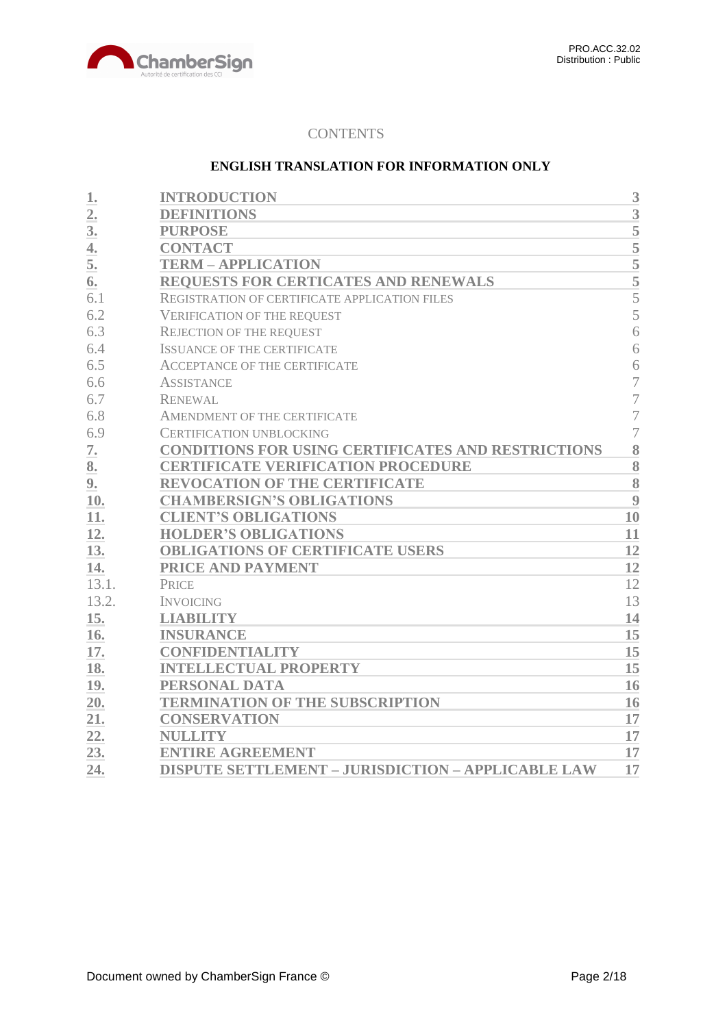CONTENTS

**ENGLISH TRANSLATION FOR INFORMATION ONLY**

| | | |
|---|---|---|
| **1.** | **INTRODUCTION** | **3** |
| **2.** | **DEFINITIONS** | **3** |
| **3.** | **PURPOSE** | **5** |
| **4.** | **CONTACT** | **5** |
| **5.** | **TERM – APPLICATION** | **5** |
| **6.** | **REQUESTS FOR CERTICATES AND RENEWALS** | **5** |
| 6.1 | REGISTRATION OF CERTIFICATE APPLICATION FILES | 5 |
| 6.2 | VERIFICATION OF THE REQUEST | 5 |
| 6.3 | REJECTION OF THE REQUEST | 6 |
| 6.4 | ISSUANCE OF THE CERTIFICATE | 6 |
| 6.5 | ACCEPTANCE OF THE CERTIFICATE | 6 |
| 6.6 | ASSISTANCE | 7 |
| 6.7 | RENEWAL | 7 |
| 6.8 | AMENDMENT OF THE CERTIFICATE | 7 |
| 6.9 | CERTIFICATION UNBLOCKING | 7 |
| **7.** | **CONDITIONS FOR USING CERTIFICATES AND RESTRICTIONS** | **8** |
| **8.** | **CERTIFICATE VERIFICATION PROCEDURE** | **8** |
| **9.** | **REVOCATION OF THE CERTIFICATE** | **8** |
| **10.** | **CHAMBERSIGN'S OBLIGATIONS** | **9** |
| **11.** | **CLIENT'S OBLIGATIONS** | **10** |
| **12.** | **HOLDER'S OBLIGATIONS** | **11** |
| **13.** | **OBLIGATIONS OF CERTIFICATE USERS** | **12** |
| **14.** | **PRICE AND PAYMENT** | **12** |
| 13.1. | PRICE | 12 |
| 13.2. | INVOICING | 13 |
| **15.** | **LIABILITY** | **14** |
| **16.** | **INSURANCE** | **15** |
| **17.** | **CONFIDENTIALITY** | **15** |
| **18.** | **INTELLECTUAL PROPERTY** | **15** |
| **19.** | **PERSONAL DATA** | **16** |
| **20.** | **TERMINATION OF THE SUBSCRIPTION** | **16** |
| **21.** | **CONSERVATION** | **17** |
| **22.** | **NULLITY** | **17** |
| **23.** | **ENTIRE AGREEMENT** | **17** |
| **24.** | **DISPUTE SETTLEMENT – JURISDICTION – APPLICABLE LAW** | **17** |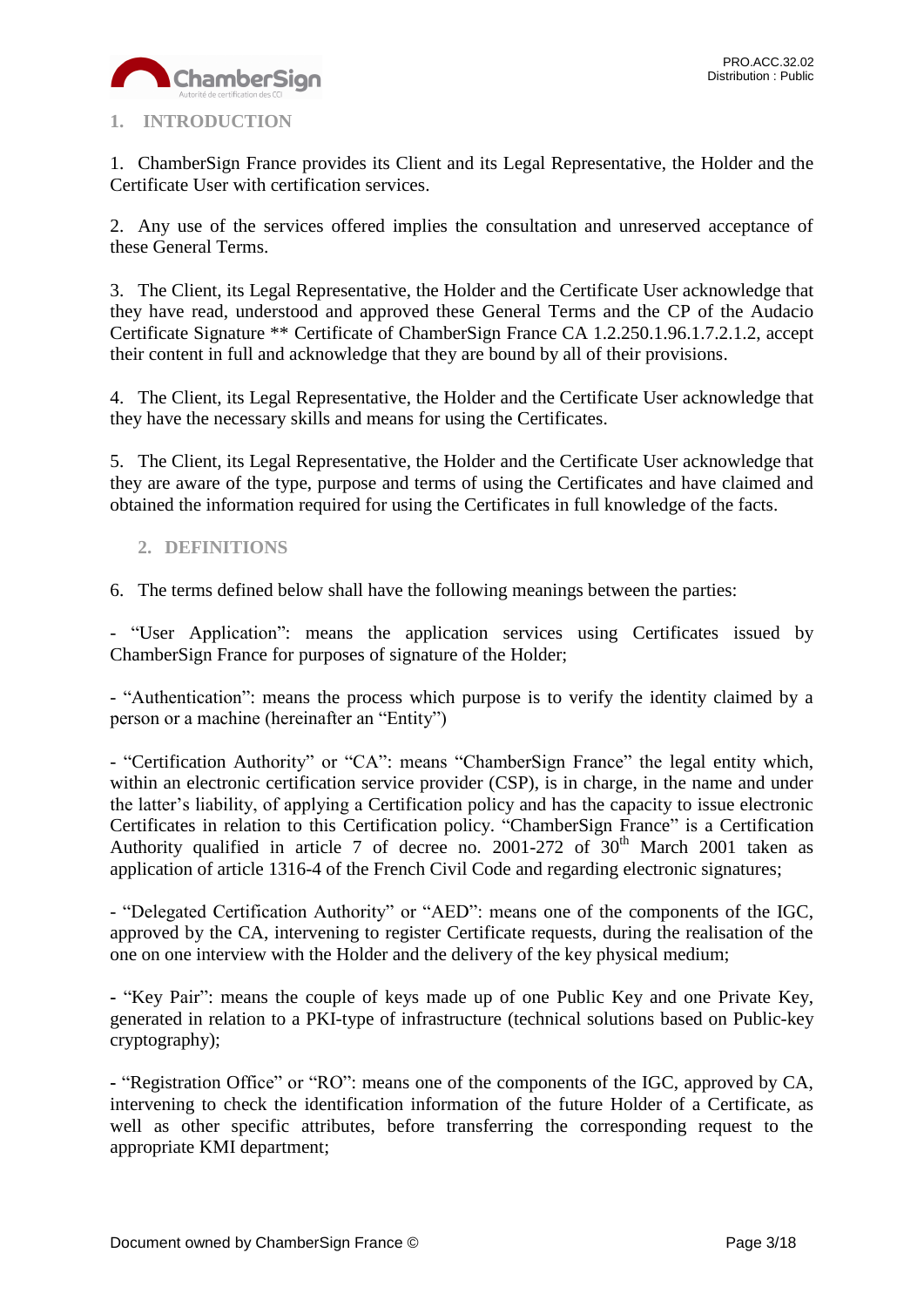## 1. INTRODUCTION

1. ChamberSign France provides its Client and its Legal Representative, the Holder and the Certificate User with certification services.

2. Any use of the services offered implies the consultation and unreserved acceptance of these General Terms.

3. The Client, its Legal Representative, the Holder and the Certificate User acknowledge that they have read, understood and approved these General Terms and the CP of the Audacio Certificate Signature ** Certificate of ChamberSign France CA 1.2.250.1.96.1.7.2.1.2, accept their content in full and acknowledge that they are bound by all of their provisions.

4. The Client, its Legal Representative, the Holder and the Certificate User acknowledge that they have the necessary skills and means for using the Certificates.

5. The Client, its Legal Representative, the Holder and the Certificate User acknowledge that they are aware of the type, purpose and terms of using the Certificates and have claimed and obtained the information required for using the Certificates in full knowledge of the facts.

## 2. DEFINITIONS

6. The terms defined below shall have the following meanings between the parties:

- "User Application": means the application services using Certificates issued by ChamberSign France for purposes of signature of the Holder;

- "Authentication": means the process which purpose is to verify the identity claimed by a person or a machine (hereinafter an "Entity")

- "Certification Authority" or "CA": means "ChamberSign France" the legal entity which, within an electronic certification service provider (CSP), is in charge, in the name and under the latter's liability, of applying a Certification policy and has the capacity to issue electronic Certificates in relation to this Certification policy. "ChamberSign France" is a Certification Authority qualified in article 7 of decree no. 2001-272 of 30th March 2001 taken as application of article 1316-4 of the French Civil Code and regarding electronic signatures;

- "Delegated Certification Authority" or "AED": means one of the components of the IGC, approved by the CA, intervening to register Certificate requests, during the realisation of the one on one interview with the Holder and the delivery of the key physical medium;

- "Key Pair": means the couple of keys made up of one Public Key and one Private Key, generated in relation to a PKI-type of infrastructure (technical solutions based on Public-key cryptography);

- "Registration Office" or "RO": means one of the components of the IGC, approved by CA, intervening to check the identification information of the future Holder of a Certificate, as well as other specific attributes, before transferring the corresponding request to the appropriate KMI department;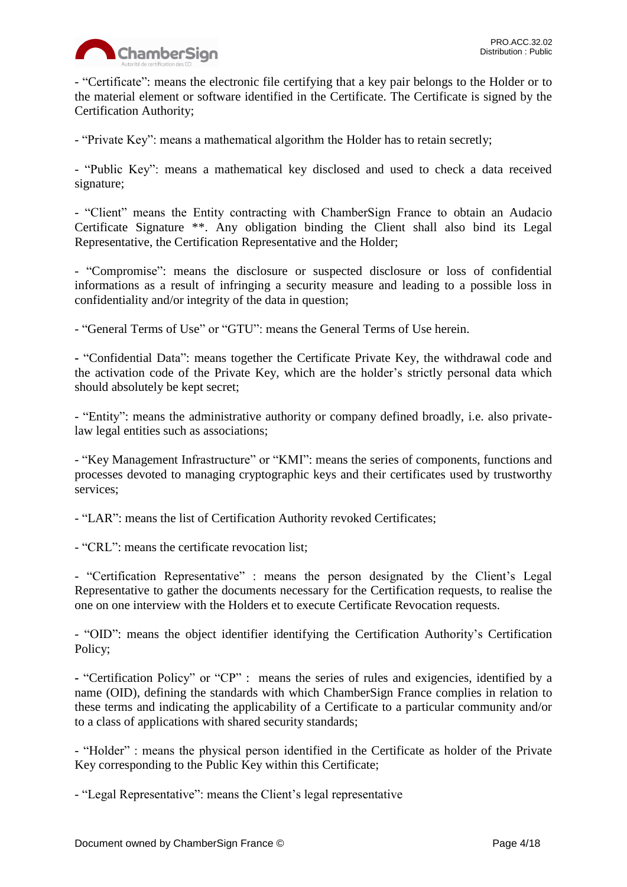- “Certificate”: means the electronic file certifying that a key pair belongs to the Holder or to the material element or software identified in the Certificate. The Certificate is signed by the Certification Authority;

- “Private Key”: means a mathematical algorithm the Holder has to retain secretly;

- “Public Key”: means a mathematical key disclosed and used to check a data received signature;

- “Client” means the Entity contracting with ChamberSign France to obtain an Audacio Certificate Signature **. Any obligation binding the Client shall also bind its Legal Representative, the Certification Representative and the Holder;

- “Compromise”: means the disclosure or suspected disclosure or loss of confidential informations as a result of infringing a security measure and leading to a possible loss in confidentiality and/or integrity of the data in question;

- “General Terms of Use” or “GTU”: means the General Terms of Use herein.

- “Confidential Data”: means together the Certificate Private Key, the withdrawal code and the activation code of the Private Key, which are the holder’s strictly personal data which should absolutely be kept secret;

- “Entity”: means the administrative authority or company defined broadly, i.e. also private-law legal entities such as associations;

- “Key Management Infrastructure” or “KMI”: means the series of components, functions and processes devoted to managing cryptographic keys and their certificates used by trustworthy services;

- “LAR”: means the list of Certification Authority revoked Certificates;

- “CRL”: means the certificate revocation list;

- “Certification Representative” : means the person designated by the Client’s Legal Representative to gather the documents necessary for the Certification requests, to realise the one on one interview with the Holders et to execute Certificate Revocation requests.

- “OID”: means the object identifier identifying the Certification Authority’s Certification Policy;

- “Certification Policy” or “CP” : means the series of rules and exigencies, identified by a name (OID), defining the standards with which ChamberSign France complies in relation to these terms and indicating the applicability of a Certificate to a particular community and/or to a class of applications with shared security standards;

- “Holder” : means the physical person identified in the Certificate as holder of the Private Key corresponding to the Public Key within this Certificate;

- “Legal Representative”: means the Client’s legal representative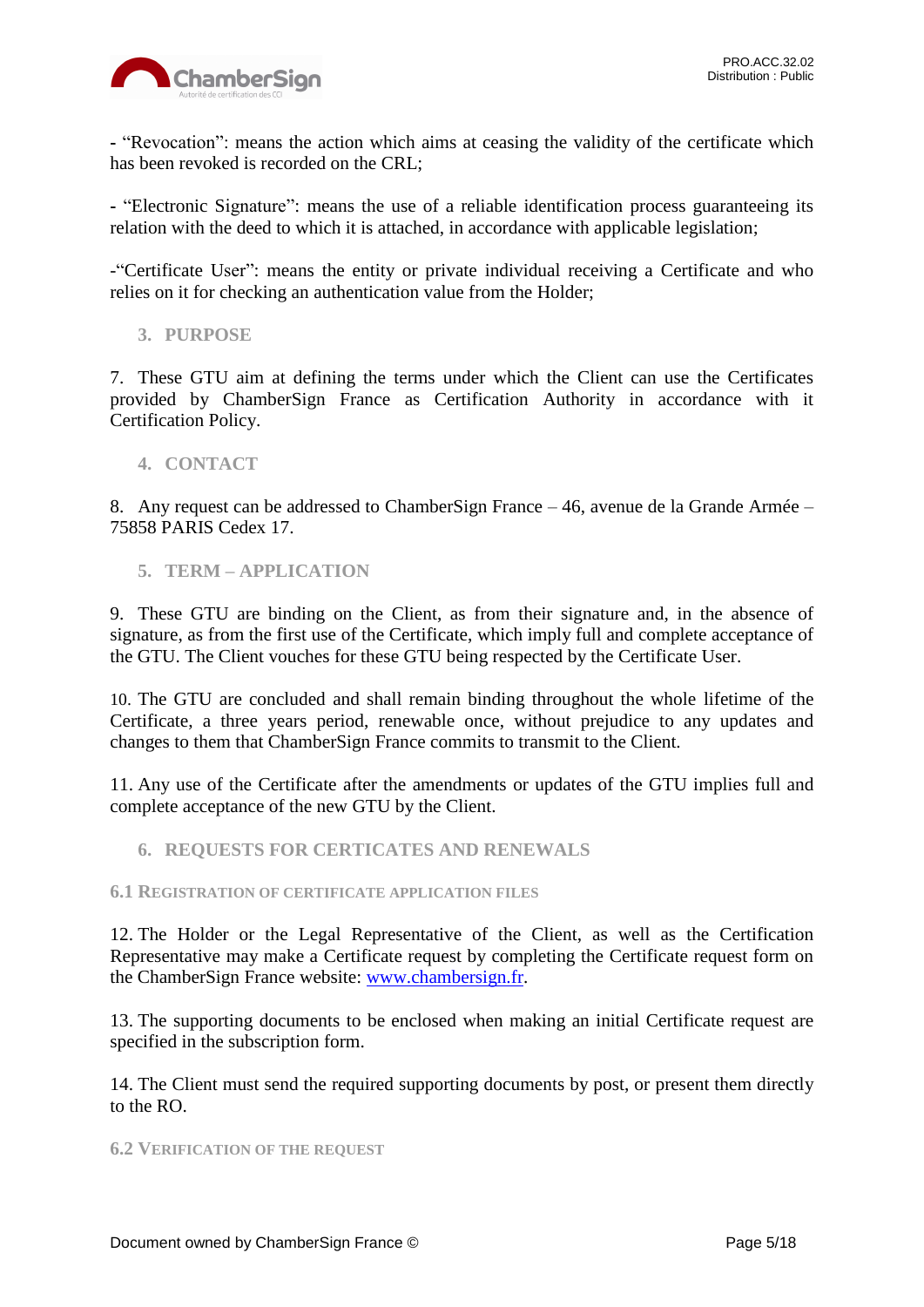- "Revocation": means the action which aims at ceasing the validity of the certificate which has been revoked is recorded on the CRL;

- "Electronic Signature": means the use of a reliable identification process guaranteeing its relation with the deed to which it is attached, in accordance with applicable legislation;

-"Certificate User": means the entity or private individual receiving a Certificate and who relies on it for checking an authentication value from the Holder;

## 3. PURPOSE

7. These GTU aim at defining the terms under which the Client can use the Certificates provided by ChamberSign France as Certification Authority in accordance with it Certification Policy.

## 4. CONTACT

8. Any request can be addressed to ChamberSign France – 46, avenue de la Grande Armée – 75858 PARIS Cedex 17.

## 5. TERM – APPLICATION

9. These GTU are binding on the Client, as from their signature and, in the absence of signature, as from the first use of the Certificate, which imply full and complete acceptance of the GTU. The Client vouches for these GTU being respected by the Certificate User.

10. The GTU are concluded and shall remain binding throughout the whole lifetime of the Certificate, a three years period, renewable once, without prejudice to any updates and changes to them that ChamberSign France commits to transmit to the Client.

11. Any use of the Certificate after the amendments or updates of the GTU implies full and complete acceptance of the new GTU by the Client.

## 6. REQUESTS FOR CERTICATES AND RENEWALS

### 6.1 Registration of certificate application files

12. The Holder or the Legal Representative of the Client, as well as the Certification Representative may make a Certificate request by completing the Certificate request form on the ChamberSign France website: www.chambersign.fr.

13. The supporting documents to be enclosed when making an initial Certificate request are specified in the subscription form.

14. The Client must send the required supporting documents by post, or present them directly to the RO.

### 6.2 Verification of the request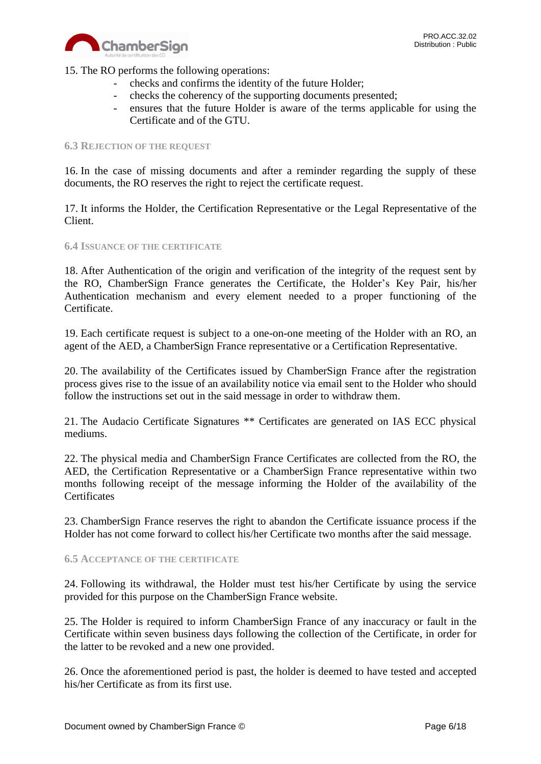15. The RO performs the following operations:

- checks and confirms the identity of the future Holder;
- checks the coherency of the supporting documents presented;
- ensures that the future Holder is aware of the terms applicable for using the Certificate and of the GTU.

### 6.3 Rejection of the request

16. In the case of missing documents and after a reminder regarding the supply of these documents, the RO reserves the right to reject the certificate request.

17. It informs the Holder, the Certification Representative or the Legal Representative of the Client.

### 6.4 Issuance of the certificate

18. After Authentication of the origin and verification of the integrity of the request sent by the RO, ChamberSign France generates the Certificate, the Holder's Key Pair, his/her Authentication mechanism and every element needed to a proper functioning of the Certificate.

19. Each certificate request is subject to a one-on-one meeting of the Holder with an RO, an agent of the AED, a ChamberSign France representative or a Certification Representative.

20. The availability of the Certificates issued by ChamberSign France after the registration process gives rise to the issue of an availability notice via email sent to the Holder who should follow the instructions set out in the said message in order to withdraw them.

21. The Audacio Certificate Signatures ** Certificates are generated on IAS ECC physical mediums.

22. The physical media and ChamberSign France Certificates are collected from the RO, the AED, the Certification Representative or a ChamberSign France representative within two months following receipt of the message informing the Holder of the availability of the Certificates

23. ChamberSign France reserves the right to abandon the Certificate issuance process if the Holder has not come forward to collect his/her Certificate two months after the said message.

### 6.5 Acceptance of the certificate

24. Following its withdrawal, the Holder must test his/her Certificate by using the service provided for this purpose on the ChamberSign France website.

25. The Holder is required to inform ChamberSign France of any inaccuracy or fault in the Certificate within seven business days following the collection of the Certificate, in order for the latter to be revoked and a new one provided.

26. Once the aforementioned period is past, the holder is deemed to have tested and accepted his/her Certificate as from its first use.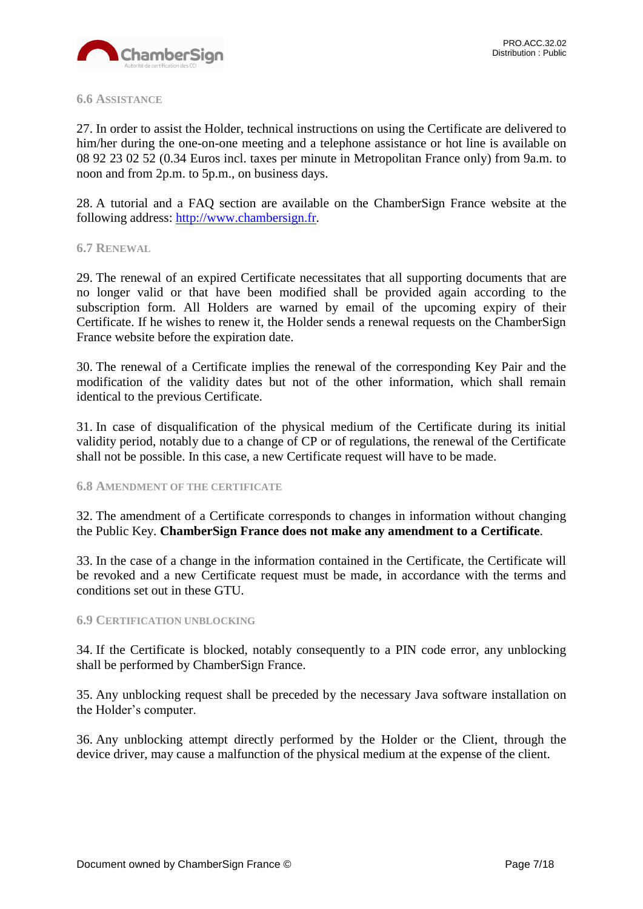### 6.6 Assistance

27. In order to assist the Holder, technical instructions on using the Certificate are delivered to him/her during the one-on-one meeting and a telephone assistance or hot line is available on 08 92 23 02 52 (0.34 Euros incl. taxes per minute in Metropolitan France only) from 9a.m. to noon and from 2p.m. to 5p.m., on business days.

28. A tutorial and a FAQ section are available on the ChamberSign France website at the following address: [http://www.chambersign.fr](http://www.chambersign.fr).

### 6.7 Renewal

29. The renewal of an expired Certificate necessitates that all supporting documents that are no longer valid or that have been modified shall be provided again according to the subscription form. All Holders are warned by email of the upcoming expiry of their Certificate. If he wishes to renew it, the Holder sends a renewal requests on the ChamberSign France website before the expiration date.

30. The renewal of a Certificate implies the renewal of the corresponding Key Pair and the modification of the validity dates but not of the other information, which shall remain identical to the previous Certificate.

31. In case of disqualification of the physical medium of the Certificate during its initial validity period, notably due to a change of CP or of regulations, the renewal of the Certificate shall not be possible. In this case, a new Certificate request will have to be made.

### 6.8 Amendment of the certificate

32. The amendment of a Certificate corresponds to changes in information without changing the Public Key. **ChamberSign France does not make any amendment to a Certificate**.

33. In the case of a change in the information contained in the Certificate, the Certificate will be revoked and a new Certificate request must be made, in accordance with the terms and conditions set out in these GTU.

### 6.9 Certification unblocking

34. If the Certificate is blocked, notably consequently to a PIN code error, any unblocking shall be performed by ChamberSign France.

35. Any unblocking request shall be preceded by the necessary Java software installation on the Holder's computer.

36. Any unblocking attempt directly performed by the Holder or the Client, through the device driver, may cause a malfunction of the physical medium at the expense of the client.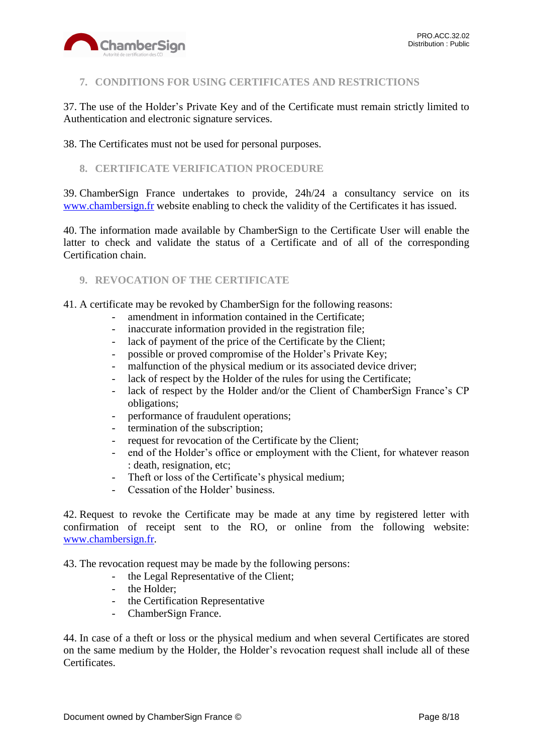## 7. CONDITIONS FOR USING CERTIFICATES AND RESTRICTIONS

37. The use of the Holder's Private Key and of the Certificate must remain strictly limited to Authentication and electronic signature services.

38. The Certificates must not be used for personal purposes.

## 8. CERTIFICATE VERIFICATION PROCEDURE

39. ChamberSign France undertakes to provide, 24h/24 a consultancy service on its www.chambersign.fr website enabling to check the validity of the Certificates it has issued.

40. The information made available by ChamberSign to the Certificate User will enable the latter to check and validate the status of a Certificate and of all of the corresponding Certification chain.

## 9. REVOCATION OF THE CERTIFICATE

41. A certificate may be revoked by ChamberSign for the following reasons:

- amendment in information contained in the Certificate;
- inaccurate information provided in the registration file;
- lack of payment of the price of the Certificate by the Client;
- possible or proved compromise of the Holder's Private Key;
- malfunction of the physical medium or its associated device driver;
- lack of respect by the Holder of the rules for using the Certificate;
- lack of respect by the Holder and/or the Client of ChamberSign France's CP obligations;
- performance of fraudulent operations;
- termination of the subscription;
- request for revocation of the Certificate by the Client;
- end of the Holder's office or employment with the Client, for whatever reason : death, resignation, etc;
- Theft or loss of the Certificate's physical medium;
- Cessation of the Holder' business.

42. Request to revoke the Certificate may be made at any time by registered letter with confirmation of receipt sent to the RO, or online from the following website: www.chambersign.fr.

43. The revocation request may be made by the following persons:

- the Legal Representative of the Client;
- the Holder;
- the Certification Representative
- ChamberSign France.

44. In case of a theft or loss or the physical medium and when several Certificates are stored on the same medium by the Holder, the Holder's revocation request shall include all of these Certificates.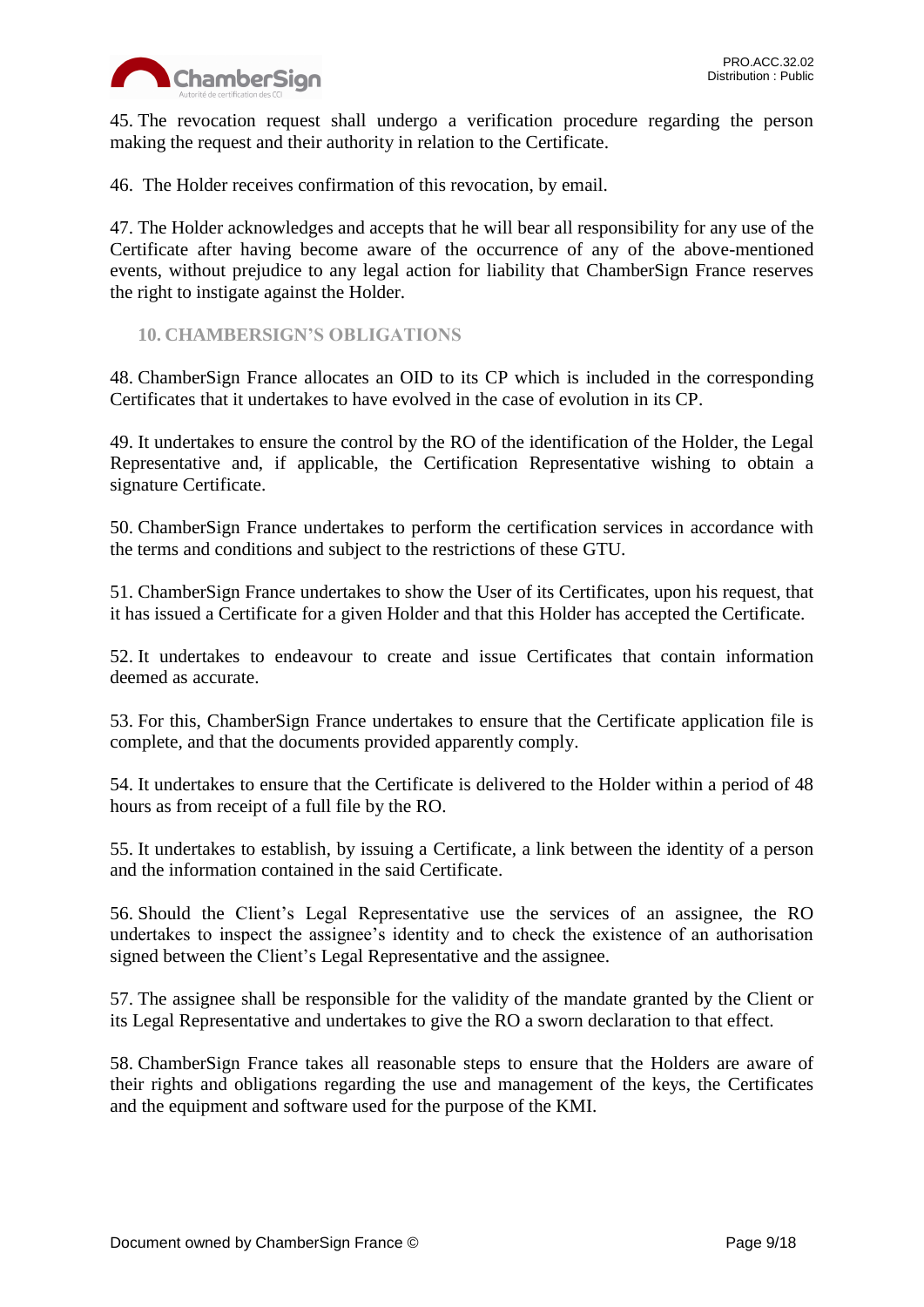45. The revocation request shall undergo a verification procedure regarding the person making the request and their authority in relation to the Certificate.

46. The Holder receives confirmation of this revocation, by email.

47. The Holder acknowledges and accepts that he will bear all responsibility for any use of the Certificate after having become aware of the occurrence of any of the above-mentioned events, without prejudice to any legal action for liability that ChamberSign France reserves the right to instigate against the Holder.

## 10. CHAMBERSIGN'S OBLIGATIONS

48. ChamberSign France allocates an OID to its CP which is included in the corresponding Certificates that it undertakes to have evolved in the case of evolution in its CP.

49. It undertakes to ensure the control by the RO of the identification of the Holder, the Legal Representative and, if applicable, the Certification Representative wishing to obtain a signature Certificate.

50. ChamberSign France undertakes to perform the certification services in accordance with the terms and conditions and subject to the restrictions of these GTU.

51. ChamberSign France undertakes to show the User of its Certificates, upon his request, that it has issued a Certificate for a given Holder and that this Holder has accepted the Certificate.

52. It undertakes to endeavour to create and issue Certificates that contain information deemed as accurate.

53. For this, ChamberSign France undertakes to ensure that the Certificate application file is complete, and that the documents provided apparently comply.

54. It undertakes to ensure that the Certificate is delivered to the Holder within a period of 48 hours as from receipt of a full file by the RO.

55. It undertakes to establish, by issuing a Certificate, a link between the identity of a person and the information contained in the said Certificate.

56. Should the Client's Legal Representative use the services of an assignee, the RO undertakes to inspect the assignee's identity and to check the existence of an authorisation signed between the Client's Legal Representative and the assignee.

57. The assignee shall be responsible for the validity of the mandate granted by the Client or its Legal Representative and undertakes to give the RO a sworn declaration to that effect.

58. ChamberSign France takes all reasonable steps to ensure that the Holders are aware of their rights and obligations regarding the use and management of the keys, the Certificates and the equipment and software used for the purpose of the KMI.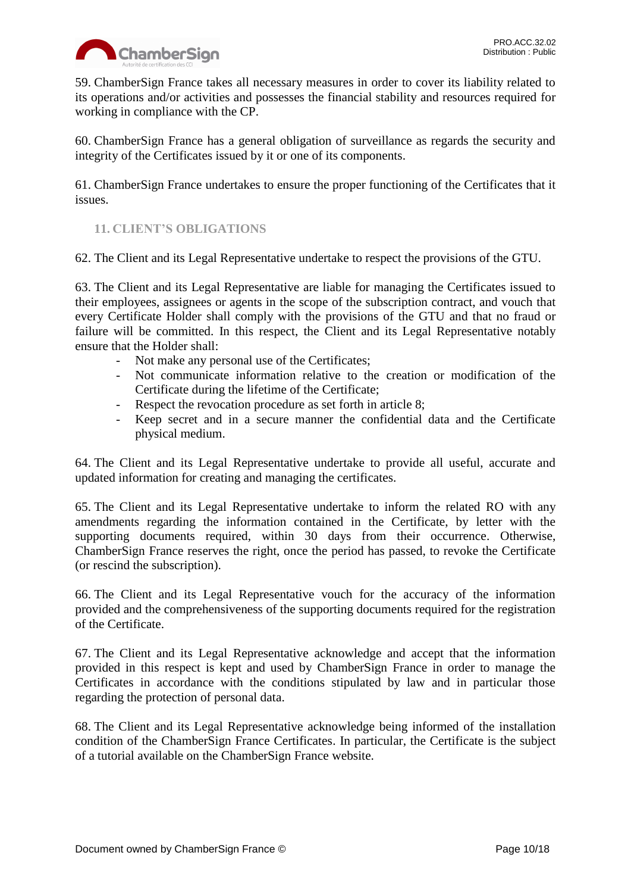59. ChamberSign France takes all necessary measures in order to cover its liability related to its operations and/or activities and possesses the financial stability and resources required for working in compliance with the CP.

60. ChamberSign France has a general obligation of surveillance as regards the security and integrity of the Certificates issued by it or one of its components.

61. ChamberSign France undertakes to ensure the proper functioning of the Certificates that it issues.

## 11. CLIENT'S OBLIGATIONS

62. The Client and its Legal Representative undertake to respect the provisions of the GTU.

63. The Client and its Legal Representative are liable for managing the Certificates issued to their employees, assignees or agents in the scope of the subscription contract, and vouch that every Certificate Holder shall comply with the provisions of the GTU and that no fraud or failure will be committed. In this respect, the Client and its Legal Representative notably ensure that the Holder shall:

- Not make any personal use of the Certificates;
- Not communicate information relative to the creation or modification of the Certificate during the lifetime of the Certificate;
- Respect the revocation procedure as set forth in article 8;
- Keep secret and in a secure manner the confidential data and the Certificate physical medium.

64. The Client and its Legal Representative undertake to provide all useful, accurate and updated information for creating and managing the certificates.

65. The Client and its Legal Representative undertake to inform the related RO with any amendments regarding the information contained in the Certificate, by letter with the supporting documents required, within 30 days from their occurrence. Otherwise, ChamberSign France reserves the right, once the period has passed, to revoke the Certificate (or rescind the subscription).

66. The Client and its Legal Representative vouch for the accuracy of the information provided and the comprehensiveness of the supporting documents required for the registration of the Certificate.

67. The Client and its Legal Representative acknowledge and accept that the information provided in this respect is kept and used by ChamberSign France in order to manage the Certificates in accordance with the conditions stipulated by law and in particular those regarding the protection of personal data.

68. The Client and its Legal Representative acknowledge being informed of the installation condition of the ChamberSign France Certificates. In particular, the Certificate is the subject of a tutorial available on the ChamberSign France website.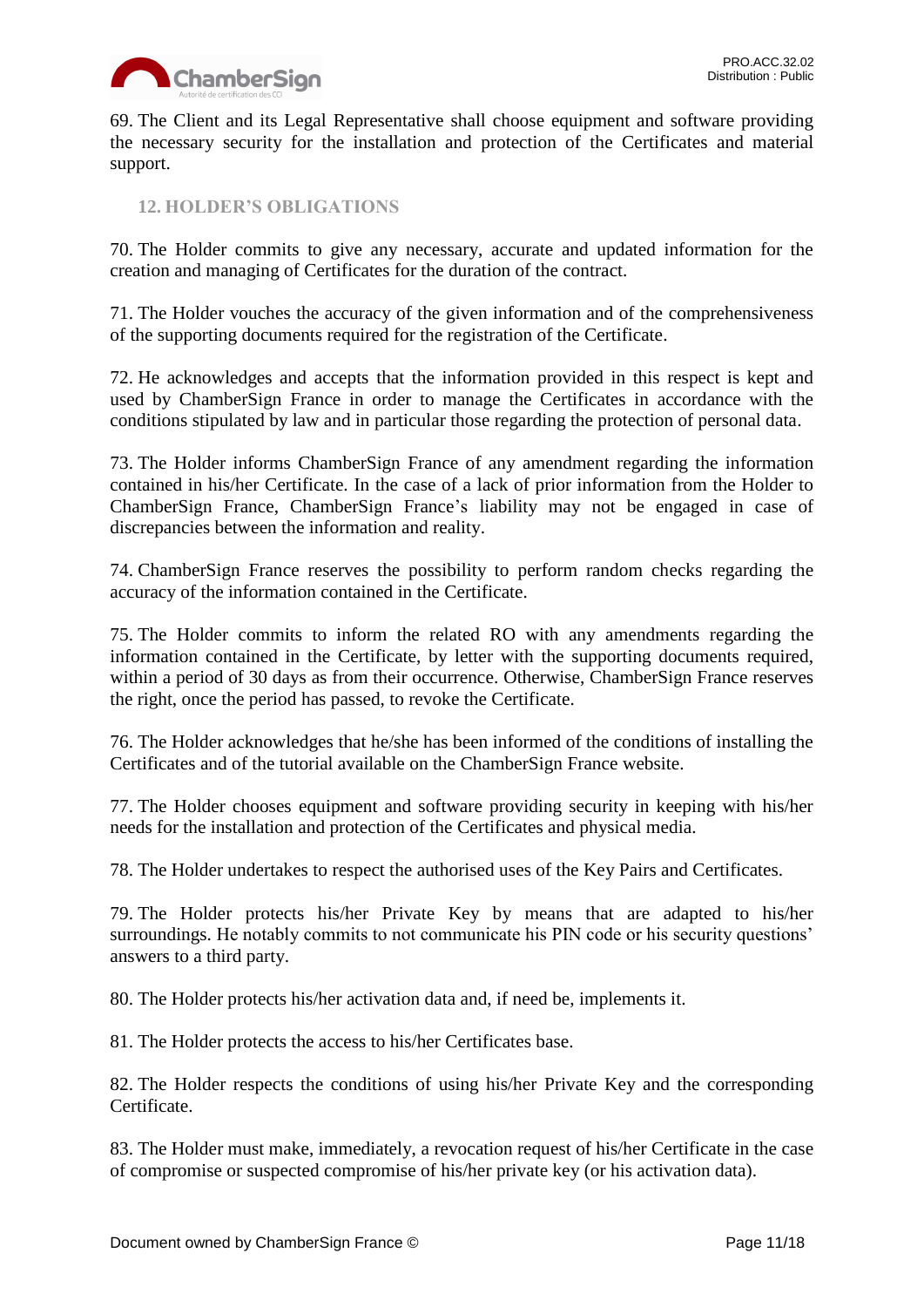69. The Client and its Legal Representative shall choose equipment and software providing the necessary security for the installation and protection of the Certificates and material support.

## 12. HOLDER'S OBLIGATIONS

70. The Holder commits to give any necessary, accurate and updated information for the creation and managing of Certificates for the duration of the contract.

71. The Holder vouches the accuracy of the given information and of the comprehensiveness of the supporting documents required for the registration of the Certificate.

72. He acknowledges and accepts that the information provided in this respect is kept and used by ChamberSign France in order to manage the Certificates in accordance with the conditions stipulated by law and in particular those regarding the protection of personal data.

73. The Holder informs ChamberSign France of any amendment regarding the information contained in his/her Certificate. In the case of a lack of prior information from the Holder to ChamberSign France, ChamberSign France's liability may not be engaged in case of discrepancies between the information and reality.

74. ChamberSign France reserves the possibility to perform random checks regarding the accuracy of the information contained in the Certificate.

75. The Holder commits to inform the related RO with any amendments regarding the information contained in the Certificate, by letter with the supporting documents required, within a period of 30 days as from their occurrence. Otherwise, ChamberSign France reserves the right, once the period has passed, to revoke the Certificate.

76. The Holder acknowledges that he/she has been informed of the conditions of installing the Certificates and of the tutorial available on the ChamberSign France website.

77. The Holder chooses equipment and software providing security in keeping with his/her needs for the installation and protection of the Certificates and physical media.

78. The Holder undertakes to respect the authorised uses of the Key Pairs and Certificates.

79. The Holder protects his/her Private Key by means that are adapted to his/her surroundings. He notably commits to not communicate his PIN code or his security questions' answers to a third party.

80. The Holder protects his/her activation data and, if need be, implements it.

81. The Holder protects the access to his/her Certificates base.

82. The Holder respects the conditions of using his/her Private Key and the corresponding Certificate.

83. The Holder must make, immediately, a revocation request of his/her Certificate in the case of compromise or suspected compromise of his/her private key (or his activation data).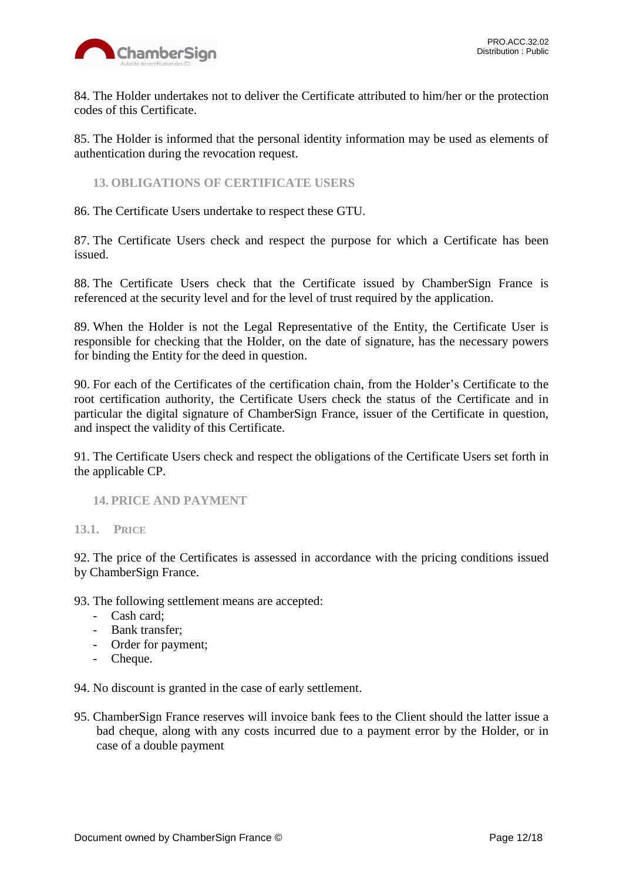84. The Holder undertakes not to deliver the Certificate attributed to him/her or the protection codes of this Certificate.

85. The Holder is informed that the personal identity information may be used as elements of authentication during the revocation request.

## 13. OBLIGATIONS OF CERTIFICATE USERS

86. The Certificate Users undertake to respect these GTU.

87. The Certificate Users check and respect the purpose for which a Certificate has been issued.

88. The Certificate Users check that the Certificate issued by ChamberSign France is referenced at the security level and for the level of trust required by the application.

89. When the Holder is not the Legal Representative of the Entity, the Certificate User is responsible for checking that the Holder, on the date of signature, has the necessary powers for binding the Entity for the deed in question.

90. For each of the Certificates of the certification chain, from the Holder's Certificate to the root certification authority, the Certificate Users check the status of the Certificate and in particular the digital signature of ChamberSign France, issuer of the Certificate in question, and inspect the validity of this Certificate.

91. The Certificate Users check and respect the obligations of the Certificate Users set forth in the applicable CP.

## 14. PRICE AND PAYMENT

### 13.1. Price

92. The price of the Certificates is assessed in accordance with the pricing conditions issued by ChamberSign France.

93. The following settlement means are accepted:

- Cash card;
- Bank transfer;
- Order for payment;
- Cheque.

94. No discount is granted in the case of early settlement.

95. ChamberSign France reserves will invoice bank fees to the Client should the latter issue a bad cheque, along with any costs incurred due to a payment error by the Holder, or in case of a double payment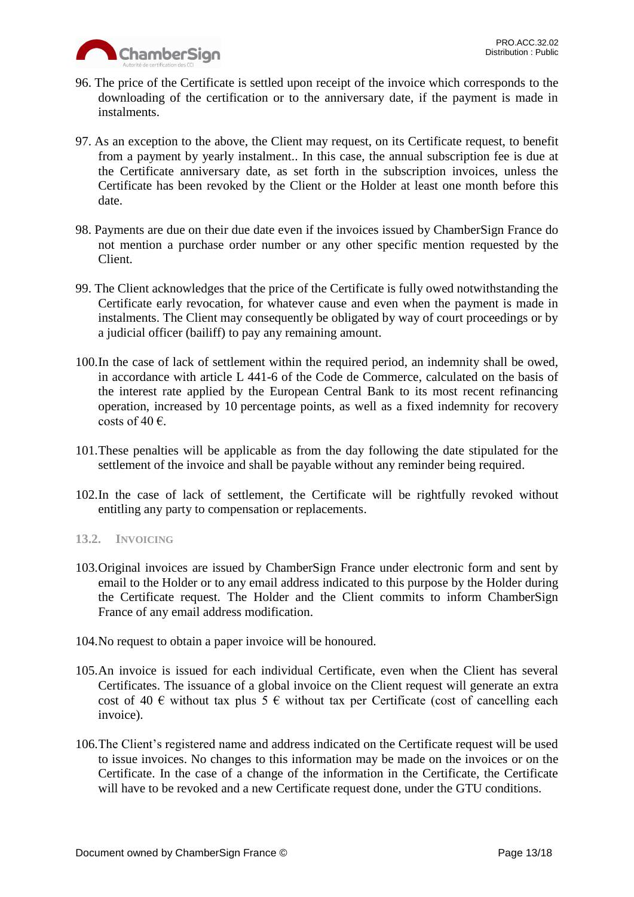96. The price of the Certificate is settled upon receipt of the invoice which corresponds to the downloading of the certification or to the anniversary date, if the payment is made in instalments.

97. As an exception to the above, the Client may request, on its Certificate request, to benefit from a payment by yearly instalment.. In this case, the annual subscription fee is due at the Certificate anniversary date, as set forth in the subscription invoices, unless the Certificate has been revoked by the Client or the Holder at least one month before this date.

98. Payments are due on their due date even if the invoices issued by ChamberSign France do not mention a purchase order number or any other specific mention requested by the Client.

99. The Client acknowledges that the price of the Certificate is fully owed notwithstanding the Certificate early revocation, for whatever cause and even when the payment is made in instalments. The Client may consequently be obligated by way of court proceedings or by a judicial officer (bailiff) to pay any remaining amount.

100. In the case of lack of settlement within the required period, an indemnity shall be owed, in accordance with article L 441-6 of the Code de Commerce, calculated on the basis of the interest rate applied by the European Central Bank to its most recent refinancing operation, increased by 10 percentage points, as well as a fixed indemnity for recovery costs of 40 €.

101. These penalties will be applicable as from the day following the date stipulated for the settlement of the invoice and shall be payable without any reminder being required.

102. In the case of lack of settlement, the Certificate will be rightfully revoked without entitling any party to compensation or replacements.

### 13.2. Invoicing

103. Original invoices are issued by ChamberSign France under electronic form and sent by email to the Holder or to any email address indicated to this purpose by the Holder during the Certificate request. The Holder and the Client commits to inform ChamberSign France of any email address modification.

104. No request to obtain a paper invoice will be honoured.

105. An invoice is issued for each individual Certificate, even when the Client has several Certificates. The issuance of a global invoice on the Client request will generate an extra cost of 40 € without tax plus 5 € without tax per Certificate (cost of cancelling each invoice).

106. The Client's registered name and address indicated on the Certificate request will be used to issue invoices. No changes to this information may be made on the invoices or on the Certificate. In the case of a change of the information in the Certificate, the Certificate will have to be revoked and a new Certificate request done, under the GTU conditions.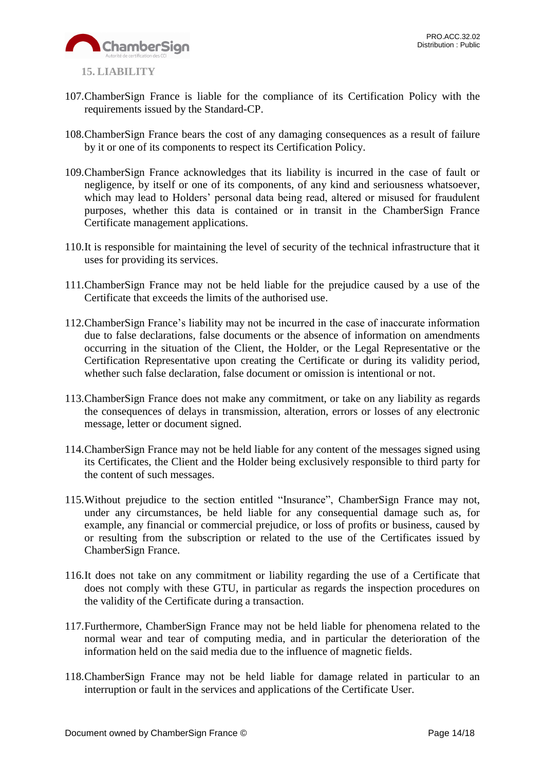## 15. LIABILITY

107. ChamberSign France is liable for the compliance of its Certification Policy with the requirements issued by the Standard-CP.

108. ChamberSign France bears the cost of any damaging consequences as a result of failure by it or one of its components to respect its Certification Policy.

109. ChamberSign France acknowledges that its liability is incurred in the case of fault or negligence, by itself or one of its components, of any kind and seriousness whatsoever, which may lead to Holders' personal data being read, altered or misused for fraudulent purposes, whether this data is contained or in transit in the ChamberSign France Certificate management applications.

110. It is responsible for maintaining the level of security of the technical infrastructure that it uses for providing its services.

111. ChamberSign France may not be held liable for the prejudice caused by a use of the Certificate that exceeds the limits of the authorised use.

112. ChamberSign France's liability may not be incurred in the case of inaccurate information due to false declarations, false documents or the absence of information on amendments occurring in the situation of the Client, the Holder, or the Legal Representative or the Certification Representative upon creating the Certificate or during its validity period, whether such false declaration, false document or omission is intentional or not.

113. ChamberSign France does not make any commitment, or take on any liability as regards the consequences of delays in transmission, alteration, errors or losses of any electronic message, letter or document signed.

114. ChamberSign France may not be held liable for any content of the messages signed using its Certificates, the Client and the Holder being exclusively responsible to third party for the content of such messages.

115. Without prejudice to the section entitled "Insurance", ChamberSign France may not, under any circumstances, be held liable for any consequential damage such as, for example, any financial or commercial prejudice, or loss of profits or business, caused by or resulting from the subscription or related to the use of the Certificates issued by ChamberSign France.

116. It does not take on any commitment or liability regarding the use of a Certificate that does not comply with these GTU, in particular as regards the inspection procedures on the validity of the Certificate during a transaction.

117. Furthermore, ChamberSign France may not be held liable for phenomena related to the normal wear and tear of computing media, and in particular the deterioration of the information held on the said media due to the influence of magnetic fields.

118. ChamberSign France may not be held liable for damage related in particular to an interruption or fault in the services and applications of the Certificate User.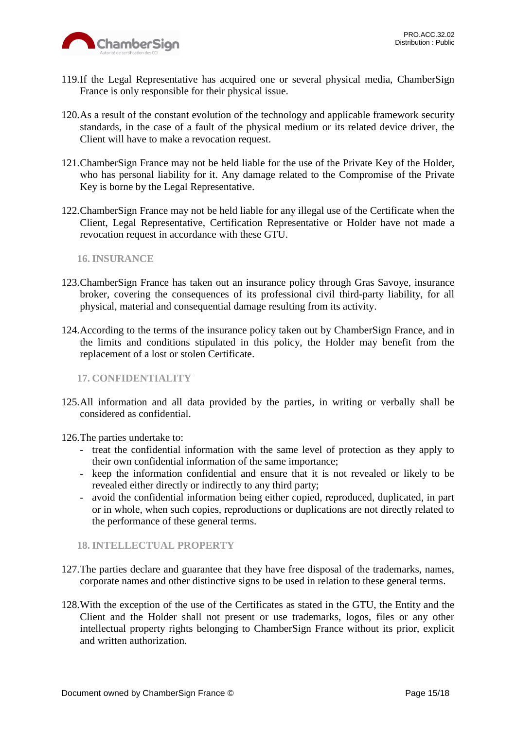119.If the Legal Representative has acquired one or several physical media, ChamberSign France is only responsible for their physical issue.

120.As a result of the constant evolution of the technology and applicable framework security standards, in the case of a fault of the physical medium or its related device driver, the Client will have to make a revocation request.

121.ChamberSign France may not be held liable for the use of the Private Key of the Holder, who has personal liability for it. Any damage related to the Compromise of the Private Key is borne by the Legal Representative.

122.ChamberSign France may not be held liable for any illegal use of the Certificate when the Client, Legal Representative, Certification Representative or Holder have not made a revocation request in accordance with these GTU.

## 16. INSURANCE

123.ChamberSign France has taken out an insurance policy through Gras Savoye, insurance broker, covering the consequences of its professional civil third-party liability, for all physical, material and consequential damage resulting from its activity.

124.According to the terms of the insurance policy taken out by ChamberSign France, and in the limits and conditions stipulated in this policy, the Holder may benefit from the replacement of a lost or stolen Certificate.

## 17. CONFIDENTIALITY

125.All information and all data provided by the parties, in writing or verbally shall be considered as confidential.

126.The parties undertake to:

- treat the confidential information with the same level of protection as they apply to their own confidential information of the same importance;
- keep the information confidential and ensure that it is not revealed or likely to be revealed either directly or indirectly to any third party;
- avoid the confidential information being either copied, reproduced, duplicated, in part or in whole, when such copies, reproductions or duplications are not directly related to the performance of these general terms.

## 18. INTELLECTUAL PROPERTY

127.The parties declare and guarantee that they have free disposal of the trademarks, names, corporate names and other distinctive signs to be used in relation to these general terms.

128.With the exception of the use of the Certificates as stated in the GTU, the Entity and the Client and the Holder shall not present or use trademarks, logos, files or any other intellectual property rights belonging to ChamberSign France without its prior, explicit and written authorization.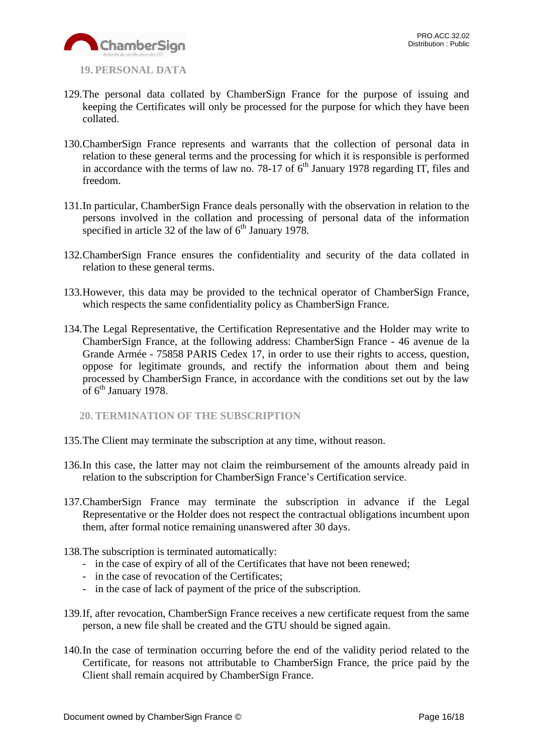## 19. PERSONAL DATA

129. The personal data collated by ChamberSign France for the purpose of issuing and keeping the Certificates will only be processed for the purpose for which they have been collated.

130. ChamberSign France represents and warrants that the collection of personal data in relation to these general terms and the processing for which it is responsible is performed in accordance with the terms of law no. 78-17 of 6th January 1978 regarding IT, files and freedom.

131. In particular, ChamberSign France deals personally with the observation in relation to the persons involved in the collation and processing of personal data of the information specified in article 32 of the law of 6th January 1978.

132. ChamberSign France ensures the confidentiality and security of the data collated in relation to these general terms.

133. However, this data may be provided to the technical operator of ChamberSign France, which respects the same confidentiality policy as ChamberSign France.

134. The Legal Representative, the Certification Representative and the Holder may write to ChamberSign France, at the following address: ChamberSign France - 46 avenue de la Grande Armée - 75858 PARIS Cedex 17, in order to use their rights to access, question, oppose for legitimate grounds, and rectify the information about them and being processed by ChamberSign France, in accordance with the conditions set out by the law of 6th January 1978.

## 20. TERMINATION OF THE SUBSCRIPTION

135. The Client may terminate the subscription at any time, without reason.

136. In this case, the latter may not claim the reimbursement of the amounts already paid in relation to the subscription for ChamberSign France's Certification service.

137. ChamberSign France may terminate the subscription in advance if the Legal Representative or the Holder does not respect the contractual obligations incumbent upon them, after formal notice remaining unanswered after 30 days.

138. The subscription is terminated automatically:
   - in the case of expiry of all of the Certificates that have not been renewed;
   - in the case of revocation of the Certificates;
   - in the case of lack of payment of the price of the subscription.

139. If, after revocation, ChamberSign France receives a new certificate request from the same person, a new file shall be created and the GTU should be signed again.

140. In the case of termination occurring before the end of the validity period related to the Certificate, for reasons not attributable to ChamberSign France, the price paid by the Client shall remain acquired by ChamberSign France.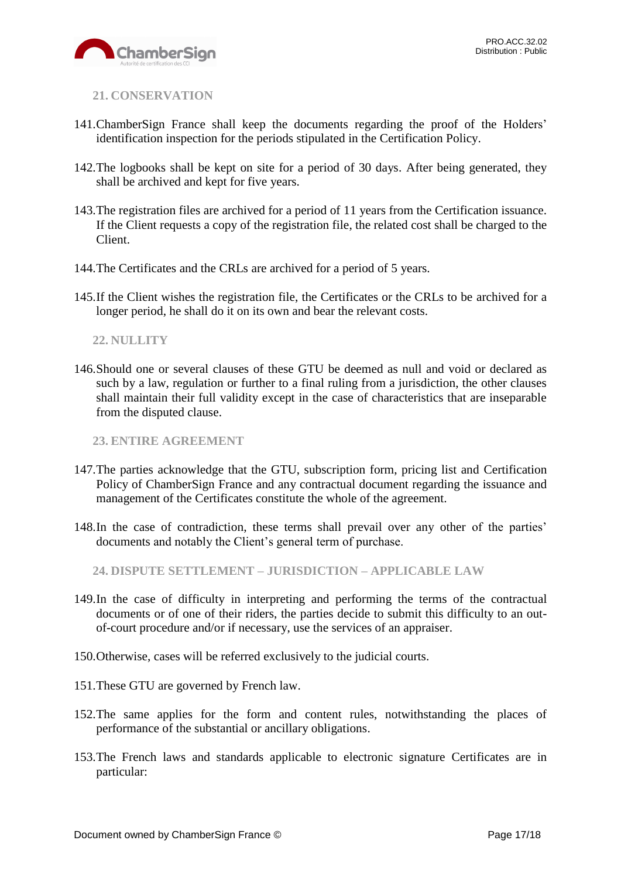## 21. CONSERVATION

141. ChamberSign France shall keep the documents regarding the proof of the Holders' identification inspection for the periods stipulated in the Certification Policy.

142. The logbooks shall be kept on site for a period of 30 days. After being generated, they shall be archived and kept for five years.

143. The registration files are archived for a period of 11 years from the Certification issuance. If the Client requests a copy of the registration file, the related cost shall be charged to the Client.

144. The Certificates and the CRLs are archived for a period of 5 years.

145. If the Client wishes the registration file, the Certificates or the CRLs to be archived for a longer period, he shall do it on its own and bear the relevant costs.

## 22. NULLITY

146. Should one or several clauses of these GTU be deemed as null and void or declared as such by a law, regulation or further to a final ruling from a jurisdiction, the other clauses shall maintain their full validity except in the case of characteristics that are inseparable from the disputed clause.

## 23. ENTIRE AGREEMENT

147. The parties acknowledge that the GTU, subscription form, pricing list and Certification Policy of ChamberSign France and any contractual document regarding the issuance and management of the Certificates constitute the whole of the agreement.

148. In the case of contradiction, these terms shall prevail over any other of the parties' documents and notably the Client's general term of purchase.

## 24. DISPUTE SETTLEMENT – JURISDICTION – APPLICABLE LAW

149. In the case of difficulty in interpreting and performing the terms of the contractual documents or of one of their riders, the parties decide to submit this difficulty to an out-of-court procedure and/or if necessary, use the services of an appraiser.

150. Otherwise, cases will be referred exclusively to the judicial courts.

151. These GTU are governed by French law.

152. The same applies for the form and content rules, notwithstanding the places of performance of the substantial or ancillary obligations.

153. The French laws and standards applicable to electronic signature Certificates are in particular: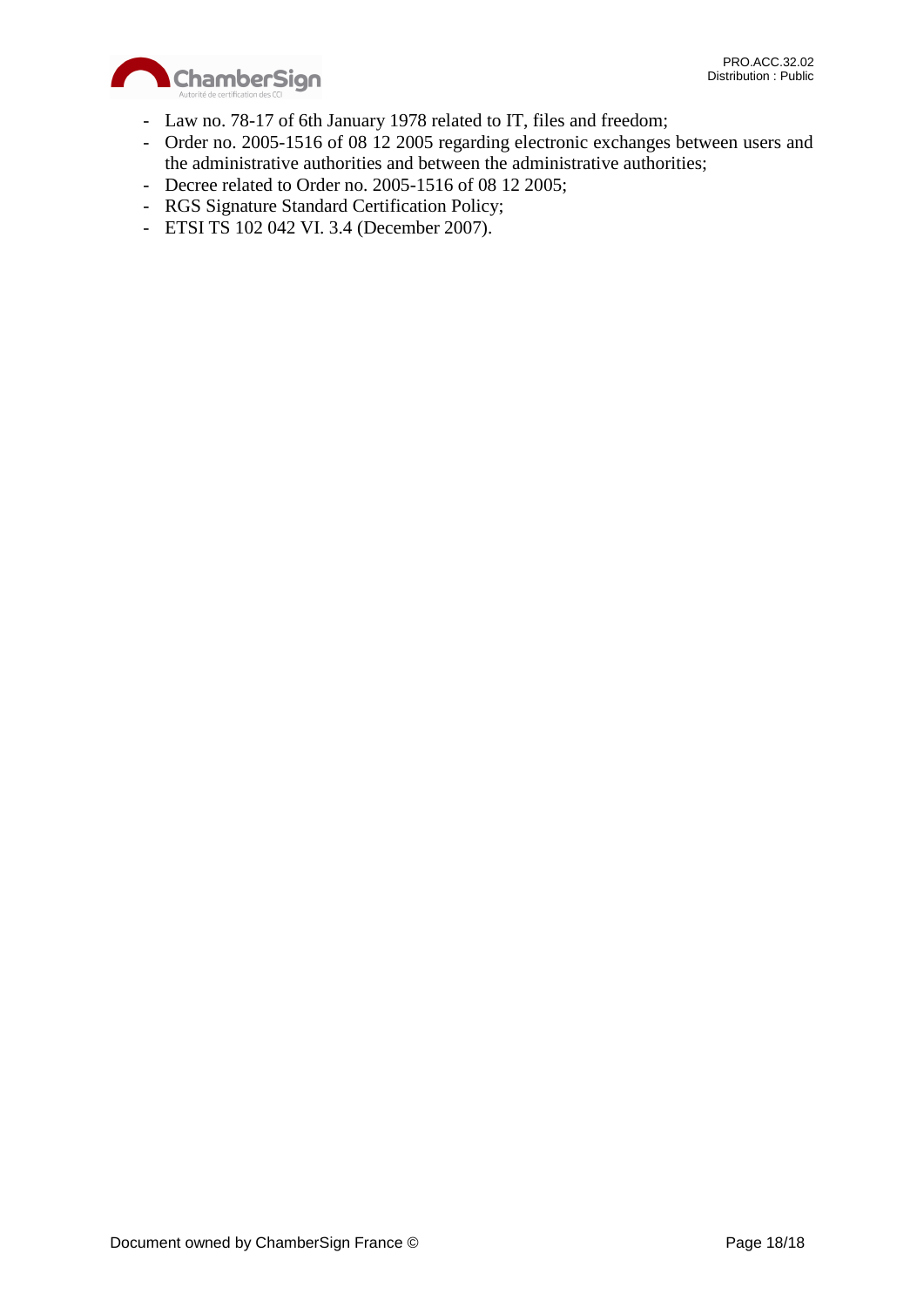- Law no. 78-17 of 6th January 1978 related to IT, files and freedom;
- Order no. 2005-1516 of 08 12 2005 regarding electronic exchanges between users and the administrative authorities and between the administrative authorities;
- Decree related to Order no. 2005-1516 of 08 12 2005;
- RGS Signature Standard Certification Policy;
- ETSI TS 102 042 VI. 3.4 (December 2007).